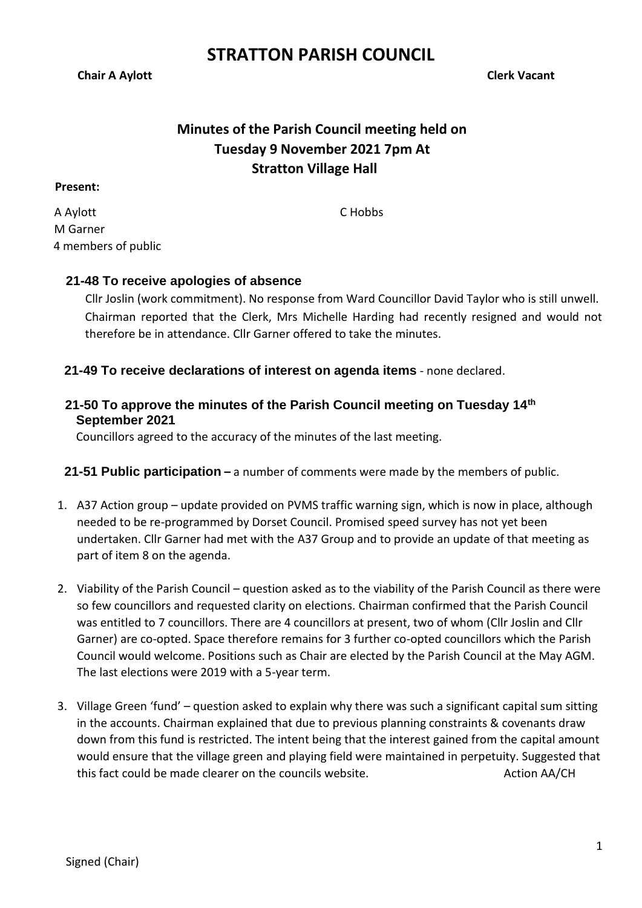# STRATTON PARISH COUNCIL

**Chair A Aylott** **Clerk Vacant**

## Minutes of the Parish Council meeting held on Tuesday 9 November 2021 7pm At Stratton Village Hall

**Present:**

A Aylott C Hobbs
M Garner
4 members of public

### 21-48 To receive apologies of absence

Cllr Joslin (work commitment). No response from Ward Councillor David Taylor who is still unwell. Chairman reported that the Clerk, Mrs Michelle Harding had recently resigned and would not therefore be in attendance. Cllr Garner offered to take the minutes.

### 21-49 To receive declarations of interest on agenda items - none declared.

### 21-50 To approve the minutes of the Parish Council meeting on Tuesday 14th September 2021

Councillors agreed to the accuracy of the minutes of the last meeting.

### 21-51 Public participation – a number of comments were made by the members of public.

1. A37 Action group – update provided on PVMS traffic warning sign, which is now in place, although needed to be re-programmed by Dorset Council. Promised speed survey has not yet been undertaken. Cllr Garner had met with the A37 Group and to provide an update of that meeting as part of item 8 on the agenda.
2. Viability of the Parish Council – question asked as to the viability of the Parish Council as there were so few councillors and requested clarity on elections. Chairman confirmed that the Parish Council was entitled to 7 councillors. There are 4 councillors at present, two of whom (Cllr Joslin and Cllr Garner) are co-opted. Space therefore remains for 3 further co-opted councillors which the Parish Council would welcome. Positions such as Chair are elected by the Parish Council at the May AGM. The last elections were 2019 with a 5-year term.
3. Village Green 'fund' – question asked to explain why there was such a significant capital sum sitting in the accounts. Chairman explained that due to previous planning constraints & covenants draw down from this fund is restricted. The intent being that the interest gained from the capital amount would ensure that the village green and playing field were maintained in perpetuity. Suggested that this fact could be made clearer on the councils website. Action AA/CH

Signed (Chair)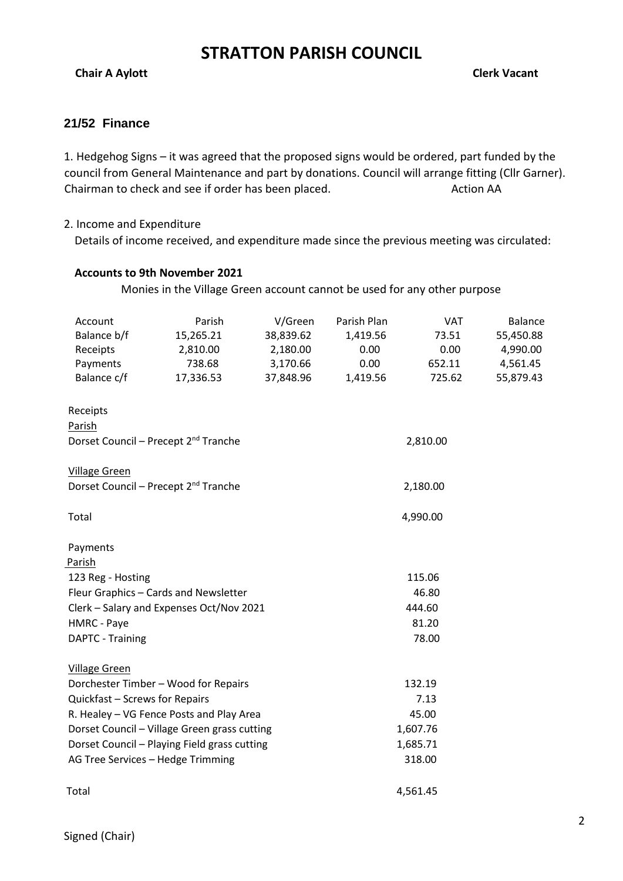# STRATTON PARISH COUNCIL

**Chair A Aylott** **Clerk Vacant**

### 21/52 Finance

1. Hedgehog Signs – it was agreed that the proposed signs would be ordered, part funded by the council from General Maintenance and part by donations. Council will arrange fitting (Cllr Garner). Chairman to check and see if order has been placed. Action AA

2. Income and Expenditure
   Details of income received, and expenditure made since the previous meeting was circulated:

**Accounts to 9th November 2021**

Monies in the Village Green account cannot be used for any other purpose

| Account | Parish | V/Green | Parish Plan | VAT | Balance |
|---|---|---|---|---|---|
| Balance b/f | 15,265.21 | 38,839.62 | 1,419.56 | 73.51 | 55,450.88 |
| Receipts | 2,810.00 | 2,180.00 | 0.00 | 0.00 | 4,990.00 |
| Payments | 738.68 | 3,170.66 | 0.00 | 652.11 | 4,561.45 |
| Balance c/f | 17,336.53 | 37,848.96 | 1,419.56 | 725.62 | 55,879.43 |

| Receipts | |
|---|---|
| Parish | |
| Dorset Council – Precept 2nd Tranche | 2,810.00 |
| Village Green | |
| Dorset Council – Precept 2nd Tranche | 2,180.00 |
| Total | 4,990.00 |

| Payments | |
|---|---|
| Parish | |
| 123 Reg - Hosting | 115.06 |
| Fleur Graphics – Cards and Newsletter | 46.80 |
| Clerk – Salary and Expenses Oct/Nov 2021 | 444.60 |
| HMRC - Paye | 81.20 |
| DAPTC - Training | 78.00 |
| Village Green | |
| Dorchester Timber – Wood for Repairs | 132.19 |
| Quickfast – Screws for Repairs | 7.13 |
| R. Healey – VG Fence Posts and Play Area | 45.00 |
| Dorset Council – Village Green grass cutting | 1,607.76 |
| Dorset Council – Playing Field grass cutting | 1,685.71 |
| AG Tree Services – Hedge Trimming | 318.00 |
| Total | 4,561.45 |

Signed (Chair)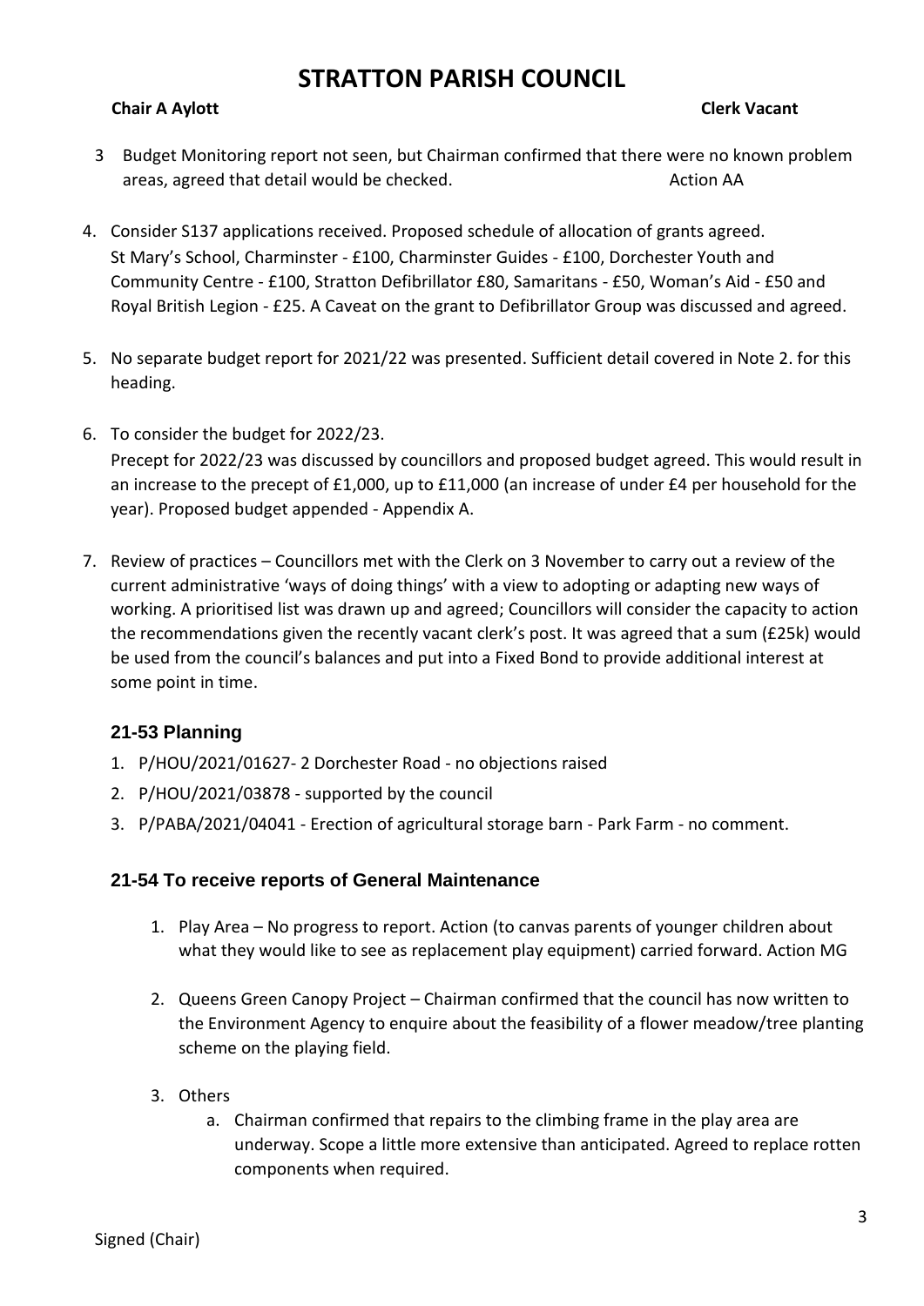# STRATTON PARISH COUNCIL

**Chair A Aylott** **Clerk Vacant**

3. Budget Monitoring report not seen, but Chairman confirmed that there were no known problem areas, agreed that detail would be checked. Action AA

4. Consider S137 applications received. Proposed schedule of allocation of grants agreed. St Mary's School, Charminster - £100, Charminster Guides - £100, Dorchester Youth and Community Centre - £100, Stratton Defibrillator £80, Samaritans - £50, Woman's Aid - £50 and Royal British Legion - £25. A Caveat on the grant to Defibrillator Group was discussed and agreed.

5. No separate budget report for 2021/22 was presented. Sufficient detail covered in Note 2. for this heading.

6. To consider the budget for 2022/23.
   Precept for 2022/23 was discussed by councillors and proposed budget agreed. This would result in an increase to the precept of £1,000, up to £11,000 (an increase of under £4 per household for the year). Proposed budget appended - Appendix A.

7. Review of practices – Councillors met with the Clerk on 3 November to carry out a review of the current administrative 'ways of doing things' with a view to adopting or adapting new ways of working. A prioritised list was drawn up and agreed; Councillors will consider the capacity to action the recommendations given the recently vacant clerk's post. It was agreed that a sum (£25k) would be used from the council's balances and put into a Fixed Bond to provide additional interest at some point in time.

## 21-53 Planning

1. P/HOU/2021/01627- 2 Dorchester Road - no objections raised
2. P/HOU/2021/03878 - supported by the council
3. P/PABA/2021/04041 - Erection of agricultural storage barn - Park Farm - no comment.

## 21-54 To receive reports of General Maintenance

1. Play Area – No progress to report. Action (to canvas parents of younger children about what they would like to see as replacement play equipment) carried forward. Action MG

2. Queens Green Canopy Project – Chairman confirmed that the council has now written to the Environment Agency to enquire about the feasibility of a flower meadow/tree planting scheme on the playing field.

3. Others
   a. Chairman confirmed that repairs to the climbing frame in the play area are underway. Scope a little more extensive than anticipated. Agreed to replace rotten components when required.

Signed (Chair)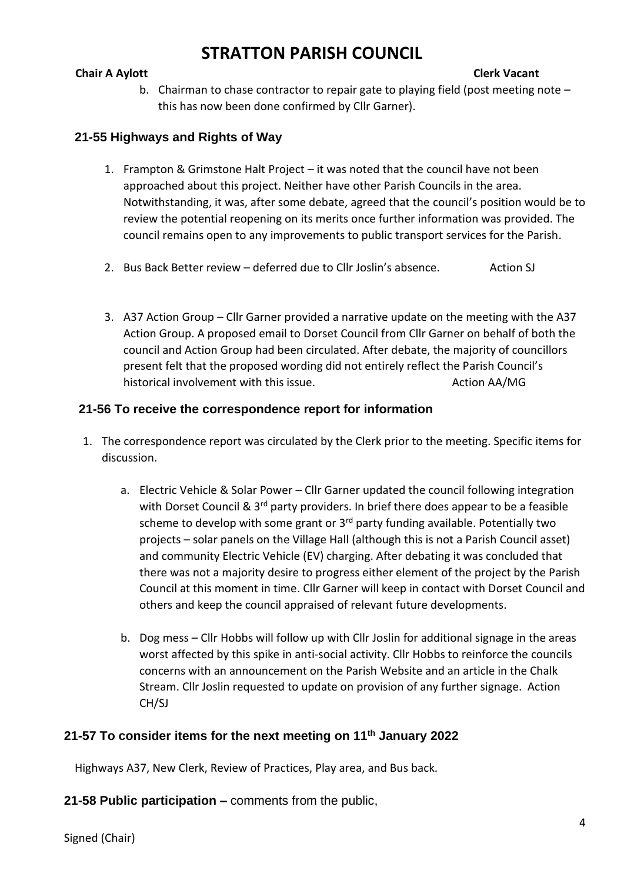b. Chairman to chase contractor to repair gate to playing field (post meeting note – this has now been done confirmed by Cllr Garner).

## 21-55 Highways and Rights of Way

1. Frampton & Grimstone Halt Project – it was noted that the council have not been approached about this project. Neither have other Parish Councils in the area. Notwithstanding, it was, after some debate, agreed that the council's position would be to review the potential reopening on its merits once further information was provided. The council remains open to any improvements to public transport services for the Parish.

2. Bus Back Better review – deferred due to Cllr Joslin's absence. Action SJ

3. A37 Action Group – Cllr Garner provided a narrative update on the meeting with the A37 Action Group. A proposed email to Dorset Council from Cllr Garner on behalf of both the council and Action Group had been circulated. After debate, the majority of councillors present felt that the proposed wording did not entirely reflect the Parish Council's historical involvement with this issue. Action AA/MG

## 21-56 To receive the correspondence report for information

1. The correspondence report was circulated by the Clerk prior to the meeting. Specific items for discussion.

   a. Electric Vehicle & Solar Power – Cllr Garner updated the council following integration with Dorset Council & 3rd party providers. In brief there does appear to be a feasible scheme to develop with some grant or 3rd party funding available. Potentially two projects – solar panels on the Village Hall (although this is not a Parish Council asset) and community Electric Vehicle (EV) charging. After debating it was concluded that there was not a majority desire to progress either element of the project by the Parish Council at this moment in time. Cllr Garner will keep in contact with Dorset Council and others and keep the council appraised of relevant future developments.

   b. Dog mess – Cllr Hobbs will follow up with Cllr Joslin for additional signage in the areas worst affected by this spike in anti-social activity. Cllr Hobbs to reinforce the councils concerns with an announcement on the Parish Website and an article in the Chalk Stream. Cllr Joslin requested to update on provision of any further signage. Action CH/SJ

## 21-57 To consider items for the next meeting on 11th January 2022

Highways A37, New Clerk, Review of Practices, Play area, and Bus back.

## 21-58 Public participation – comments from the public,

Signed (Chair)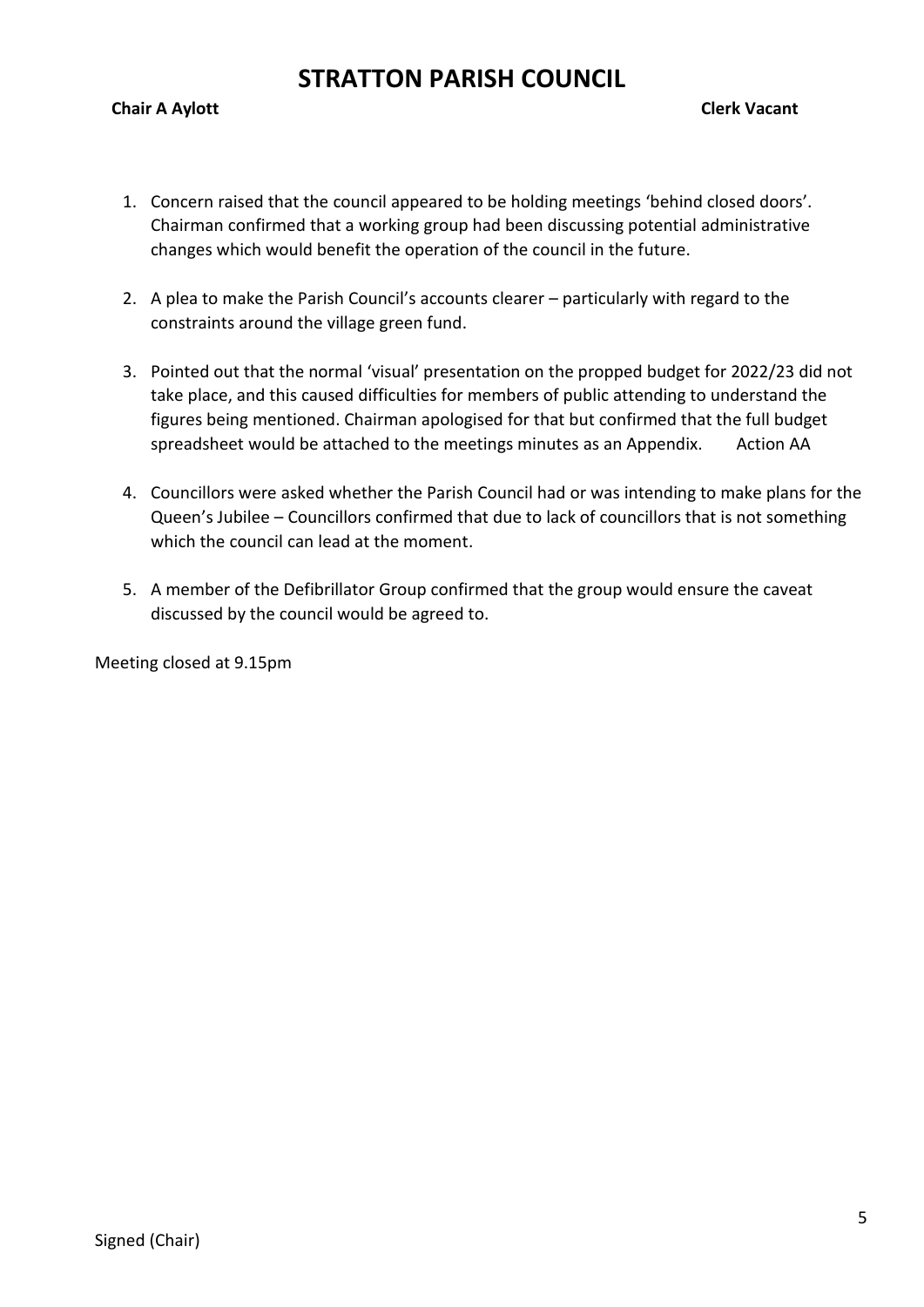# STRATTON PARISH COUNCIL

**Chair A Aylott** **Clerk Vacant**

1. Concern raised that the council appeared to be holding meetings 'behind closed doors'. Chairman confirmed that a working group had been discussing potential administrative changes which would benefit the operation of the council in the future.

2. A plea to make the Parish Council's accounts clearer – particularly with regard to the constraints around the village green fund.

3. Pointed out that the normal 'visual' presentation on the propped budget for 2022/23 did not take place, and this caused difficulties for members of public attending to understand the figures being mentioned. Chairman apologised for that but confirmed that the full budget spreadsheet would be attached to the meetings minutes as an Appendix. Action AA

4. Councillors were asked whether the Parish Council had or was intending to make plans for the Queen's Jubilee – Councillors confirmed that due to lack of councillors that is not something which the council can lead at the moment.

5. A member of the Defibrillator Group confirmed that the group would ensure the caveat discussed by the council would be agreed to.

Meeting closed at 9.15pm

Signed (Chair)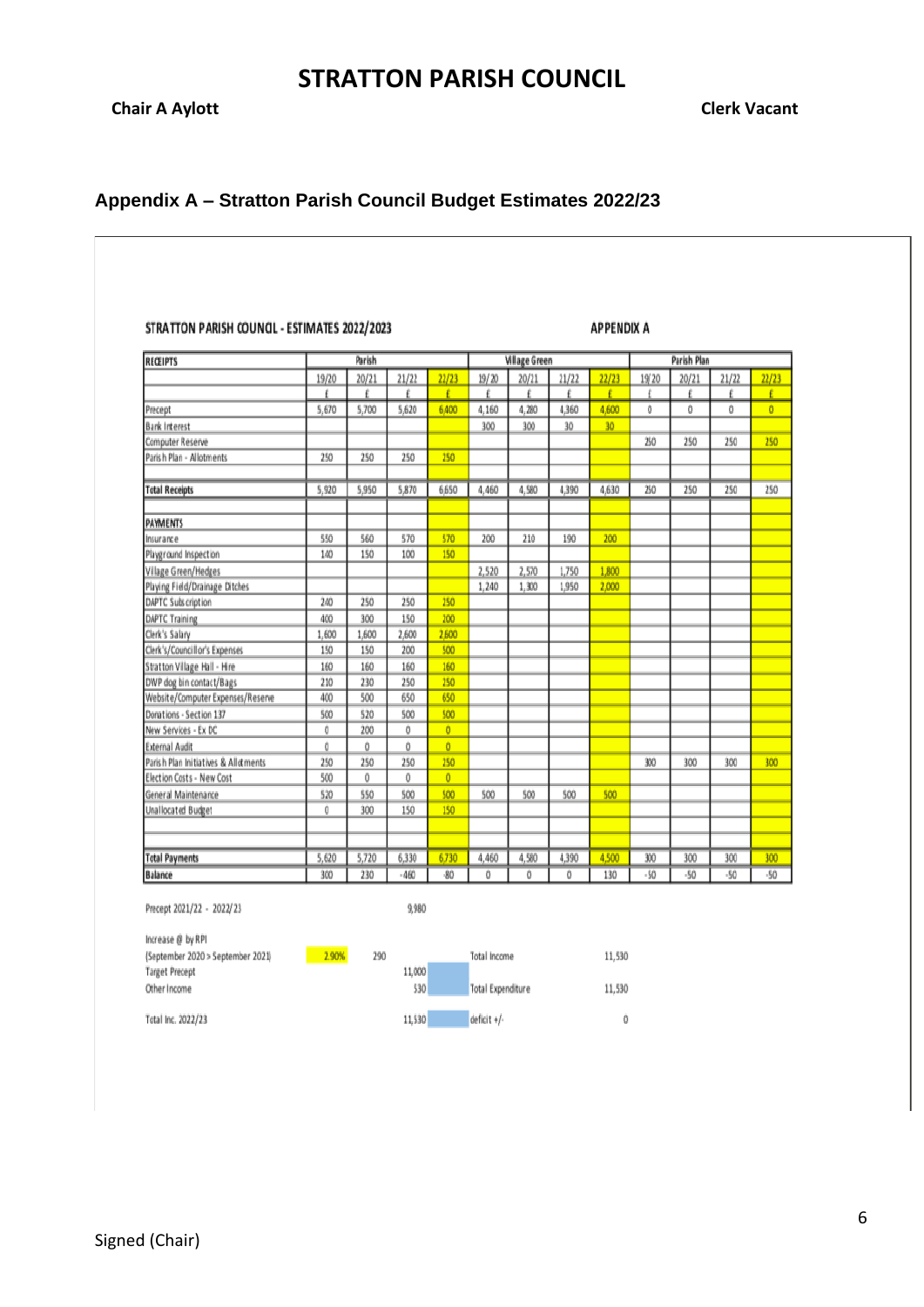# STRATTON PARISH COUNCIL

**Chair A Aylott** **Clerk Vacant**

## Appendix A – Stratton Parish Council Budget Estimates 2022/23

STRATTON PARISH COUNCIL - ESTIMATES 2022/2023 APPENDIX A

| RECEIPTS | Parish | | | | Village Green | | | | Parish Plan | | | |
|---|---|---|---|---|---|---|---|---|---|---|---|---|
| | 19/20 | 20/21 | 21/22 | 22/23 | 19/20 | 20/21 | 21/22 | 22/23 | 19/20 | 20/21 | 21/22 | 22/23 |
| | £ | £ | £ | £ | £ | £ | £ | £ | £ | £ | £ | £ |
| Precept | 5,670 | 5,700 | 5,620 | 6,400 | 4,160 | 4,280 | 4,360 | 4,600 | 0 | 0 | 0 | 0 |
| Bank Interest | | | | | 300 | 300 | 30 | 30 | | | | |
| Computer Reserve | | | | | | | | | 250 | 250 | 250 | 250 |
| Parish Plan - Allotments | 250 | 250 | 250 | 250 | | | | | | | | |
| | | | | | | | | | | | | |
| **Total Receipts** | 5,920 | 5,950 | 5,870 | 6,650 | 4,460 | 4,580 | 4,390 | 4,630 | 250 | 250 | 250 | 250 |
| | | | | | | | | | | | | |
| **PAYMENTS** | | | | | | | | | | | | |
| Insurance | 550 | 560 | 570 | 570 | 200 | 210 | 190 | 200 | | | | |
| Playground Inspection | 140 | 150 | 100 | 150 | | | | | | | | |
| Village Green/Hedges | | | | | 2,520 | 2,570 | 1,750 | 1,800 | | | | |
| Playing Field/Drainage Ditches | | | | | 1,240 | 1,300 | 1,950 | 2,000 | | | | |
| DAPTC Subscription | 240 | 250 | 250 | 250 | | | | | | | | |
| DAPTC Training | 400 | 300 | 150 | 200 | | | | | | | | |
| Clerk's Salary | 1,600 | 1,600 | 2,600 | 2,600 | | | | | | | | |
| Clerk's/Councillor's Expenses | 150 | 150 | 200 | 300 | | | | | | | | |
| Stratton Village Hall - Hire | 160 | 160 | 160 | 160 | | | | | | | | |
| DWP dog bin contact/Bags | 210 | 230 | 250 | 250 | | | | | | | | |
| Website/Computer Expenses/Reserve | 400 | 500 | 650 | 650 | | | | | | | | |
| Donations - Section 137 | 500 | 520 | 500 | 500 | | | | | | | | |
| New Services - Ex DC | 0 | 200 | 0 | 0 | | | | | | | | |
| External Audit | 0 | 0 | 0 | 0 | | | | | | | | |
| Parish Plan Initiatives & Allotments | 250 | 250 | 250 | 250 | | | | | 300 | 300 | 300 | 300 |
| Election Costs - New Cost | 500 | 0 | 0 | 0 | | | | | | | | |
| General Maintenance | 520 | 550 | 500 | 500 | 500 | 500 | 500 | 500 | | | | |
| Unallocated Budget | 0 | 300 | 150 | 150 | | | | | | | | |
| | | | | | | | | | | | | |
| | | | | | | | | | | | | |
| **Total Payments** | 5,620 | 5,720 | 6,330 | 6,730 | 4,460 | 4,580 | 4,390 | 4,500 | 300 | 300 | 300 | 300 |
| **Balance** | 300 | 230 | -460 | -80 | 0 | 0 | 0 | 130 | -50 | -50 | -50 | -50 |

Precept 2021/22 - 2022/23 9,980

| | | | | | |
|---|---|---|---|---|---|
| Increase @ by RPI | | | | | |
| (September 2020 > September 2021) | 2.90% | 290 | | Total Income | 11,530 |
| Target Precept | | | 11,000 | | |
| Other Income | | | 530 | Total Expenditure | 11,530 |
| Total Inc. 2022/23 | | | 11,530 | deficit +/- | 0 |

Signed (Chair)